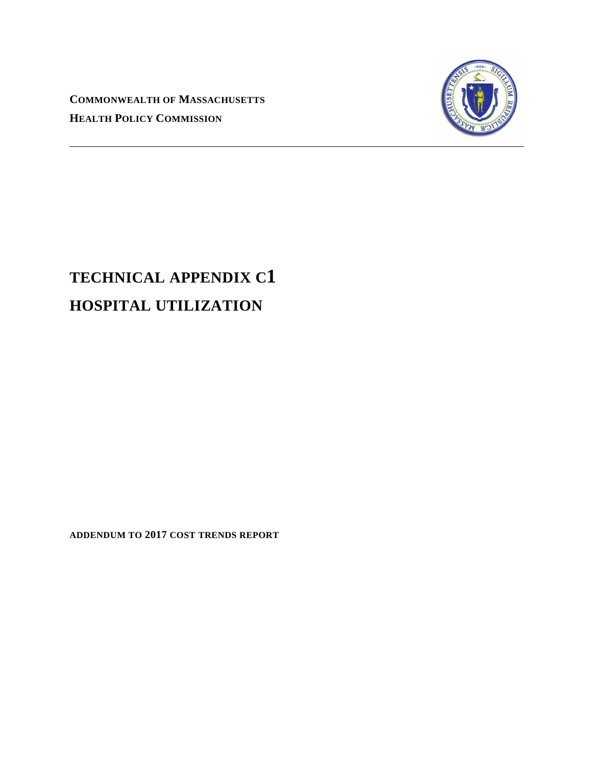**COMMONWEALTH OF MASSACHUSETTS**
**HEALTH POLICY COMMISSION**

# TECHNICAL APPENDIX C1
# HOSPITAL UTILIZATION

**ADDENDUM TO 2017 COST TRENDS REPORT**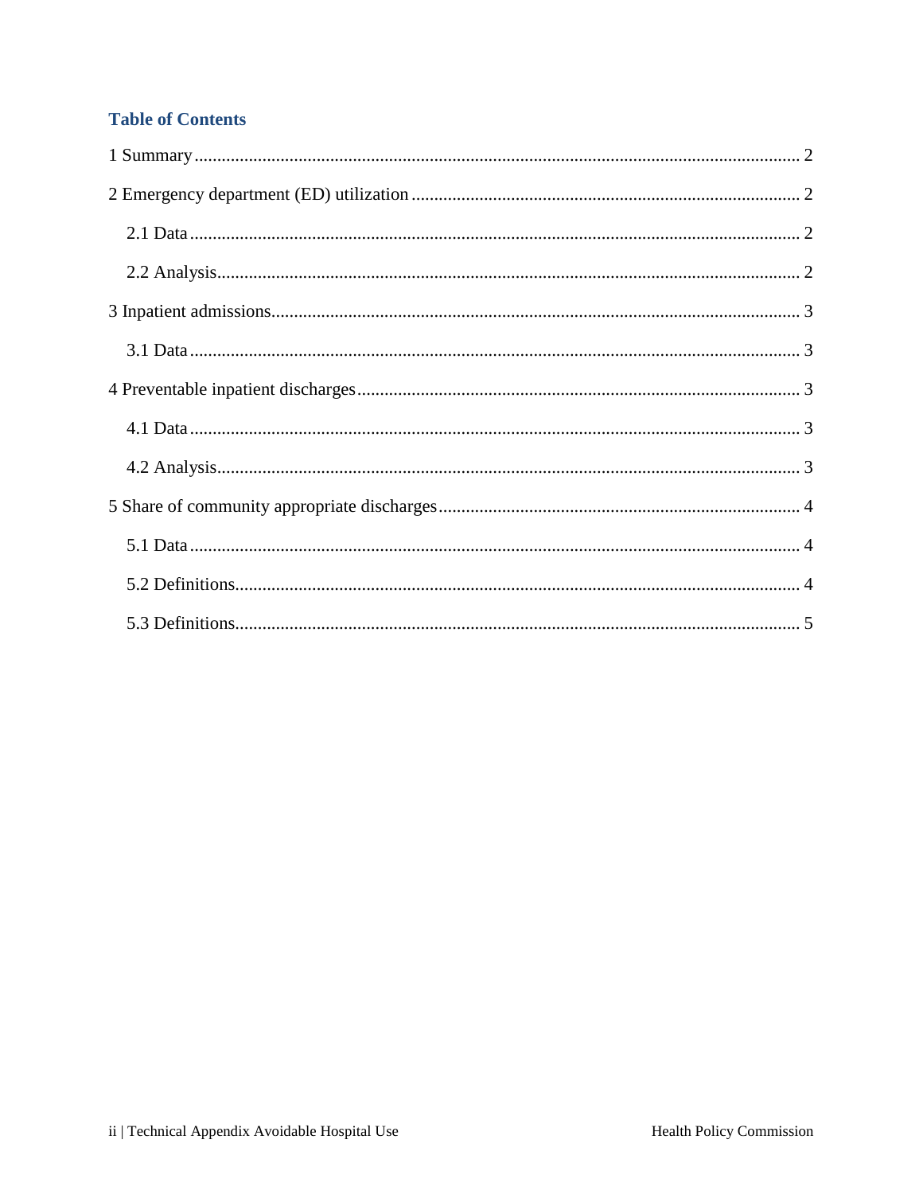## Table of Contents

1 Summary .................................................................................................................... 2

2 Emergency department (ED) utilization ..................................................................... 2

  2.1 Data ..................................................................................................................... 2

  2.2 Analysis ............................................................................................................... 2

3 Inpatient admissions .................................................................................................. 3

  3.1 Data ..................................................................................................................... 3

4 Preventable inpatient discharges ............................................................................... 3

  4.1 Data ..................................................................................................................... 3

  4.2 Analysis ............................................................................................................... 3

5 Share of community appropriate discharges .............................................................. 4

  5.1 Data ..................................................................................................................... 4

  5.2 Definitions ........................................................................................................... 4

  5.3 Definitions ........................................................................................................... 5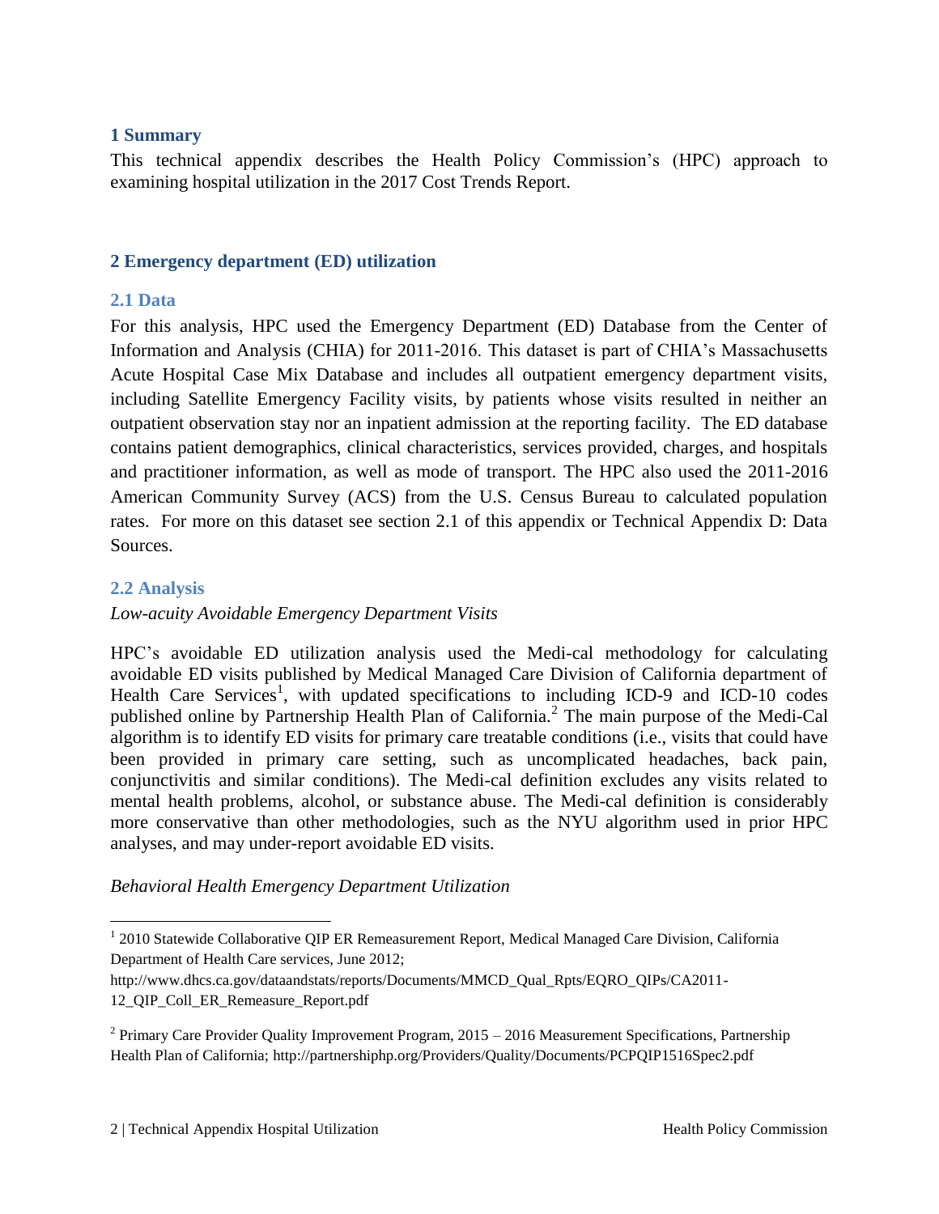## 1 Summary

This technical appendix describes the Health Policy Commission's (HPC) approach to examining hospital utilization in the 2017 Cost Trends Report.

## 2 Emergency department (ED) utilization

### 2.1 Data

For this analysis, HPC used the Emergency Department (ED) Database from the Center of Information and Analysis (CHIA) for 2011-2016. This dataset is part of CHIA's Massachusetts Acute Hospital Case Mix Database and includes all outpatient emergency department visits, including Satellite Emergency Facility visits, by patients whose visits resulted in neither an outpatient observation stay nor an inpatient admission at the reporting facility. The ED database contains patient demographics, clinical characteristics, services provided, charges, and hospitals and practitioner information, as well as mode of transport. The HPC also used the 2011-2016 American Community Survey (ACS) from the U.S. Census Bureau to calculated population rates. For more on this dataset see section 2.1 of this appendix or Technical Appendix D: Data Sources.

### 2.2 Analysis

*Low-acuity Avoidable Emergency Department Visits*

HPC's avoidable ED utilization analysis used the Medi-cal methodology for calculating avoidable ED visits published by Medical Managed Care Division of California department of Health Care Services[1], with updated specifications to including ICD-9 and ICD-10 codes published online by Partnership Health Plan of California.[2] The main purpose of the Medi-Cal algorithm is to identify ED visits for primary care treatable conditions (i.e., visits that could have been provided in primary care setting, such as uncomplicated headaches, back pain, conjunctivitis and similar conditions). The Medi-cal definition excludes any visits related to mental health problems, alcohol, or substance abuse. The Medi-cal definition is considerably more conservative than other methodologies, such as the NYU algorithm used in prior HPC analyses, and may under-report avoidable ED visits.

*Behavioral Health Emergency Department Utilization*

---

[1] 2010 Statewide Collaborative QIP ER Remeasurement Report, Medical Managed Care Division, California Department of Health Care services, June 2012; http://www.dhcs.ca.gov/dataandstats/reports/Documents/MMCD_Qual_Rpts/EQRO_QIPs/CA2011-12_QIP_Coll_ER_Remeasure_Report.pdf

[2] Primary Care Provider Quality Improvement Program, 2015 – 2016 Measurement Specifications, Partnership Health Plan of California; http://partnershiphp.org/Providers/Quality/Documents/PCPQIP1516Spec2.pdf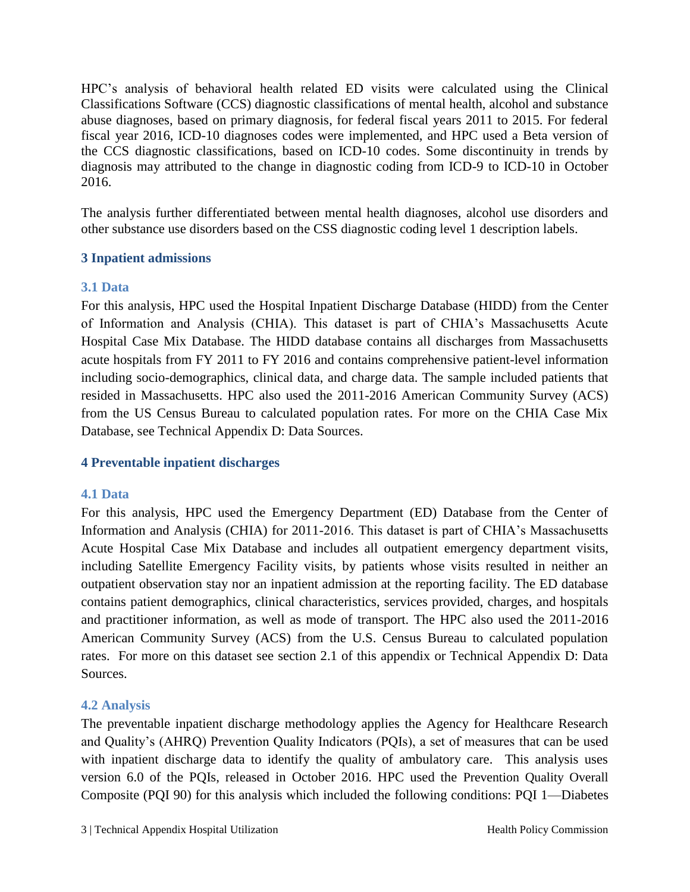HPC's analysis of behavioral health related ED visits were calculated using the Clinical Classifications Software (CCS) diagnostic classifications of mental health, alcohol and substance abuse diagnoses, based on primary diagnosis, for federal fiscal years 2011 to 2015. For federal fiscal year 2016, ICD-10 diagnoses codes were implemented, and HPC used a Beta version of the CCS diagnostic classifications, based on ICD-10 codes. Some discontinuity in trends by diagnosis may attributed to the change in diagnostic coding from ICD-9 to ICD-10 in October 2016.

The analysis further differentiated between mental health diagnoses, alcohol use disorders and other substance use disorders based on the CSS diagnostic coding level 1 description labels.

## 3 Inpatient admissions

### 3.1 Data

For this analysis, HPC used the Hospital Inpatient Discharge Database (HIDD) from the Center of Information and Analysis (CHIA). This dataset is part of CHIA's Massachusetts Acute Hospital Case Mix Database. The HIDD database contains all discharges from Massachusetts acute hospitals from FY 2011 to FY 2016 and contains comprehensive patient-level information including socio-demographics, clinical data, and charge data. The sample included patients that resided in Massachusetts. HPC also used the 2011-2016 American Community Survey (ACS) from the US Census Bureau to calculated population rates. For more on the CHIA Case Mix Database, see Technical Appendix D: Data Sources.

## 4 Preventable inpatient discharges

### 4.1 Data

For this analysis, HPC used the Emergency Department (ED) Database from the Center of Information and Analysis (CHIA) for 2011-2016. This dataset is part of CHIA's Massachusetts Acute Hospital Case Mix Database and includes all outpatient emergency department visits, including Satellite Emergency Facility visits, by patients whose visits resulted in neither an outpatient observation stay nor an inpatient admission at the reporting facility. The ED database contains patient demographics, clinical characteristics, services provided, charges, and hospitals and practitioner information, as well as mode of transport. The HPC also used the 2011-2016 American Community Survey (ACS) from the U.S. Census Bureau to calculated population rates. For more on this dataset see section 2.1 of this appendix or Technical Appendix D: Data Sources.

### 4.2 Analysis

The preventable inpatient discharge methodology applies the Agency for Healthcare Research and Quality's (AHRQ) Prevention Quality Indicators (PQIs), a set of measures that can be used with inpatient discharge data to identify the quality of ambulatory care. This analysis uses version 6.0 of the PQIs, released in October 2016. HPC used the Prevention Quality Overall Composite (PQI 90) for this analysis which included the following conditions: PQI 1—Diabetes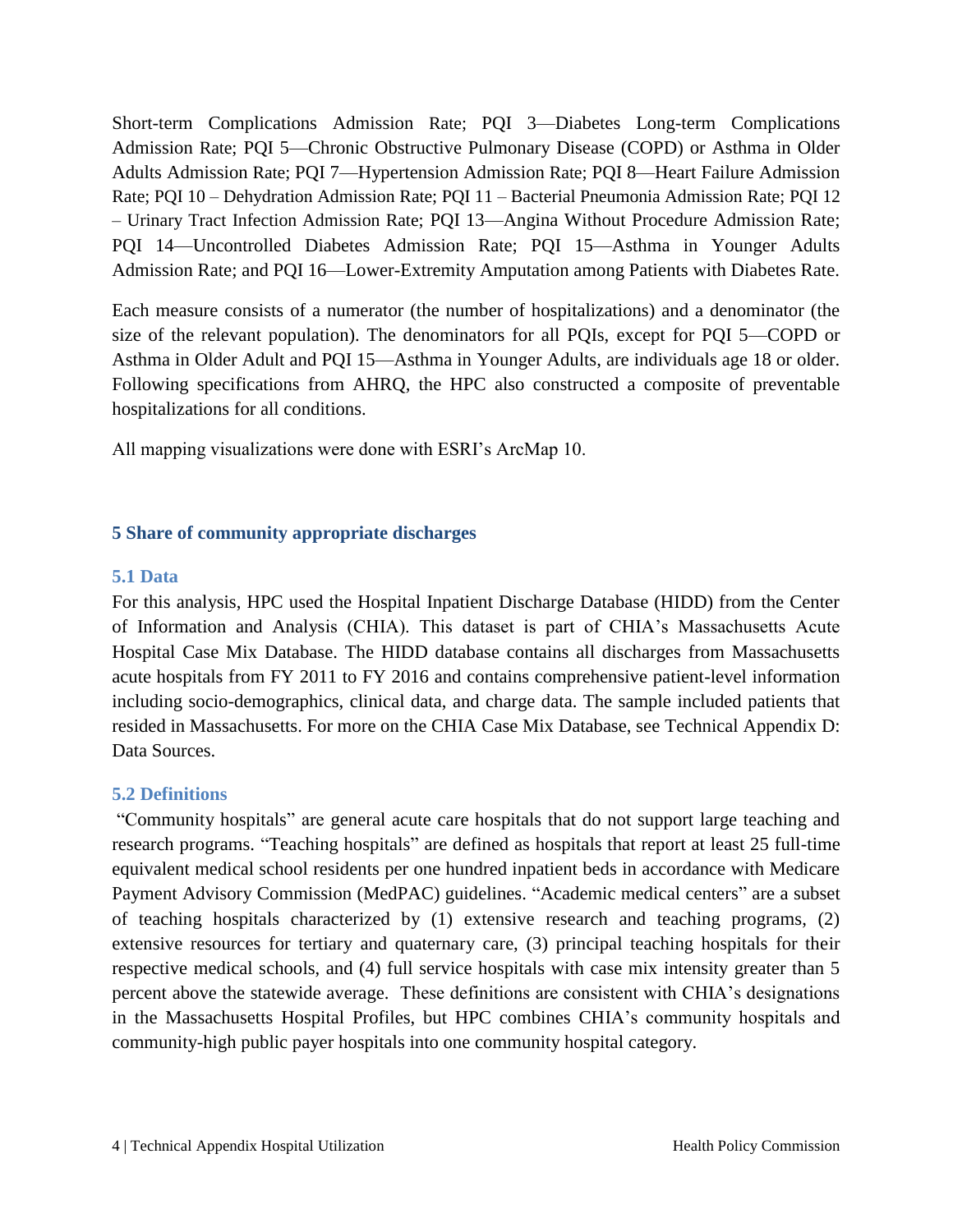Short-term Complications Admission Rate; PQI 3—Diabetes Long-term Complications Admission Rate; PQI 5—Chronic Obstructive Pulmonary Disease (COPD) or Asthma in Older Adults Admission Rate; PQI 7—Hypertension Admission Rate; PQI 8—Heart Failure Admission Rate; PQI 10 – Dehydration Admission Rate; PQI 11 – Bacterial Pneumonia Admission Rate; PQI 12 – Urinary Tract Infection Admission Rate; PQI 13—Angina Without Procedure Admission Rate; PQI 14—Uncontrolled Diabetes Admission Rate; PQI 15—Asthma in Younger Adults Admission Rate; and PQI 16—Lower-Extremity Amputation among Patients with Diabetes Rate.

Each measure consists of a numerator (the number of hospitalizations) and a denominator (the size of the relevant population). The denominators for all PQIs, except for PQI 5—COPD or Asthma in Older Adult and PQI 15—Asthma in Younger Adults, are individuals age 18 or older. Following specifications from AHRQ, the HPC also constructed a composite of preventable hospitalizations for all conditions.

All mapping visualizations were done with ESRI's ArcMap 10.

## 5 Share of community appropriate discharges

### 5.1 Data

For this analysis, HPC used the Hospital Inpatient Discharge Database (HIDD) from the Center of Information and Analysis (CHIA). This dataset is part of CHIA's Massachusetts Acute Hospital Case Mix Database. The HIDD database contains all discharges from Massachusetts acute hospitals from FY 2011 to FY 2016 and contains comprehensive patient-level information including socio-demographics, clinical data, and charge data. The sample included patients that resided in Massachusetts. For more on the CHIA Case Mix Database, see Technical Appendix D: Data Sources.

### 5.2 Definitions

"Community hospitals" are general acute care hospitals that do not support large teaching and research programs. "Teaching hospitals" are defined as hospitals that report at least 25 full-time equivalent medical school residents per one hundred inpatient beds in accordance with Medicare Payment Advisory Commission (MedPAC) guidelines. "Academic medical centers" are a subset of teaching hospitals characterized by (1) extensive research and teaching programs, (2) extensive resources for tertiary and quaternary care, (3) principal teaching hospitals for their respective medical schools, and (4) full service hospitals with case mix intensity greater than 5 percent above the statewide average. These definitions are consistent with CHIA's designations in the Massachusetts Hospital Profiles, but HPC combines CHIA's community hospitals and community-high public payer hospitals into one community hospital category.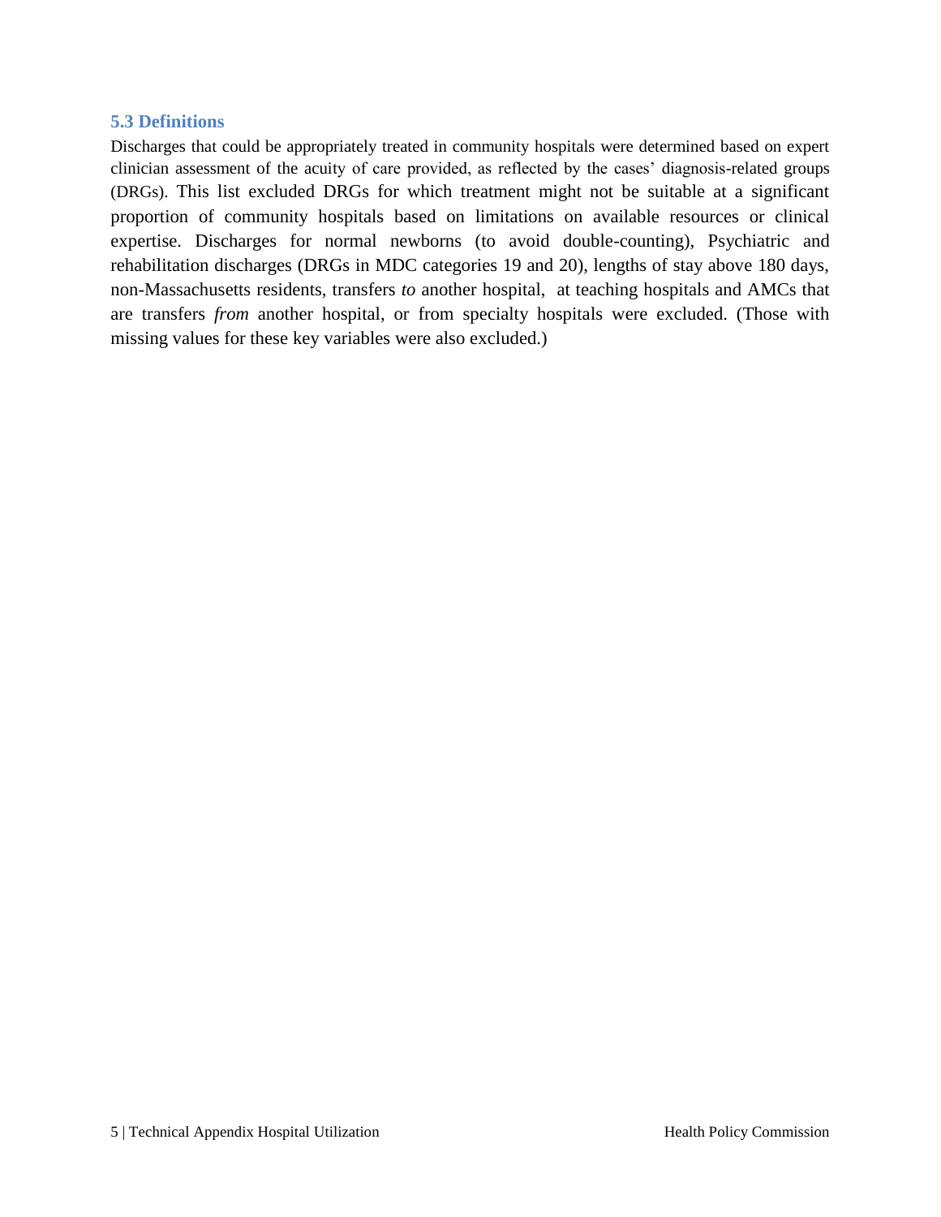### 5.3 Definitions

Discharges that could be appropriately treated in community hospitals were determined based on expert clinician assessment of the acuity of care provided, as reflected by the cases' diagnosis-related groups (DRGs). This list excluded DRGs for which treatment might not be suitable at a significant proportion of community hospitals based on limitations on available resources or clinical expertise. Discharges for normal newborns (to avoid double-counting), Psychiatric and rehabilitation discharges (DRGs in MDC categories 19 and 20), lengths of stay above 180 days, non-Massachusetts residents, transfers *to* another hospital, at teaching hospitals and AMCs that are transfers *from* another hospital, or from specialty hospitals were excluded. (Those with missing values for these key variables were also excluded.)